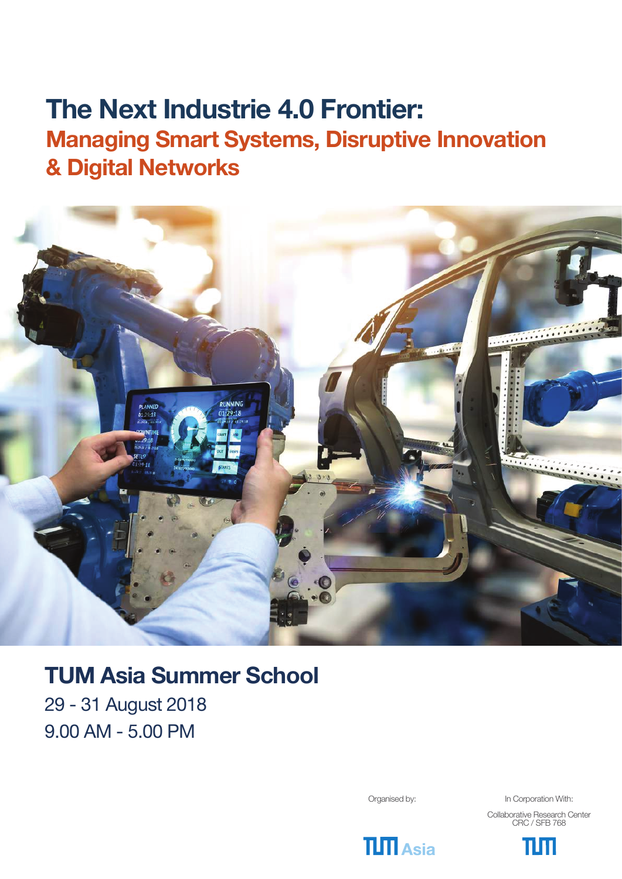# The Next Industrie 4.0 Frontier:

## Managing Smart Systems, Disruptive Innovation & Digital Networks

## TUM Asia Summer School

29 - 31 August 2018

9.00 AM - 5.00 PM

Organised by:

TUM Asia

In Corporation With:

Collaborative Research Center CRC / SFB 768

TUM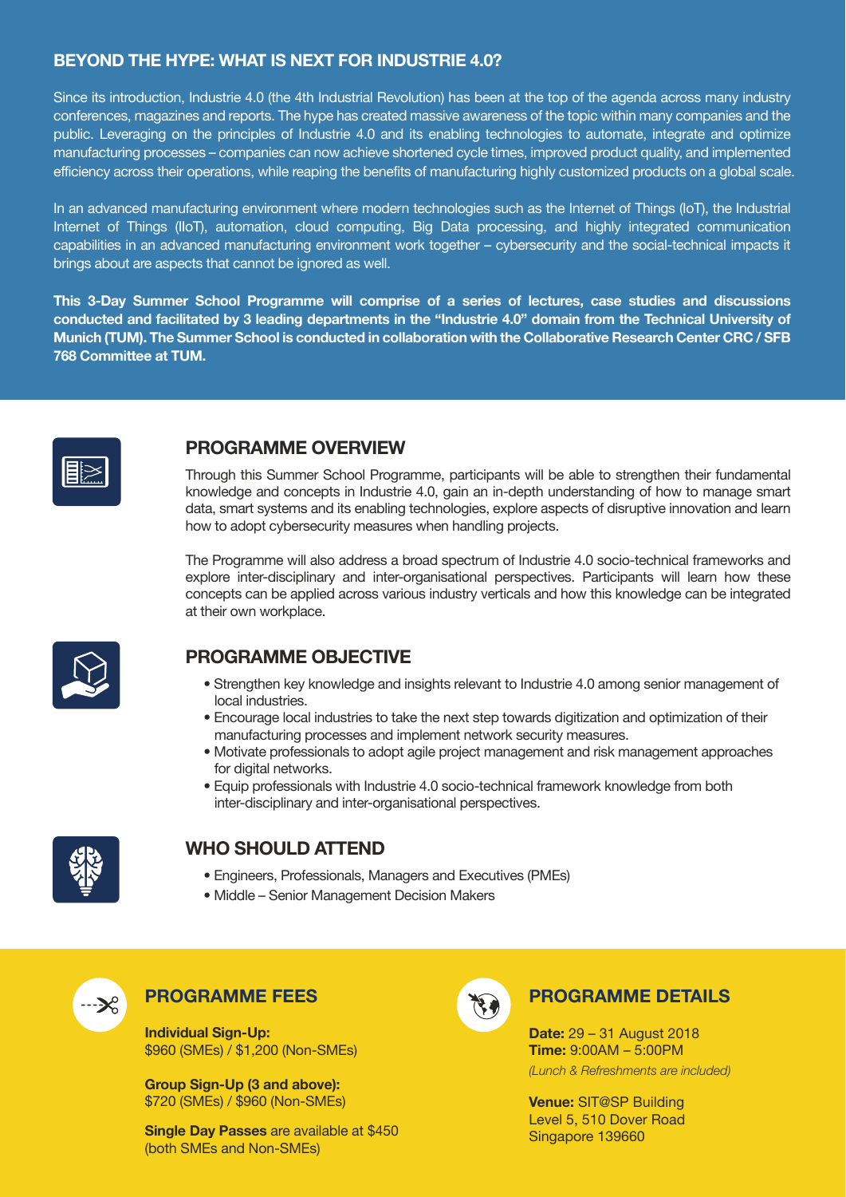## BEYOND THE HYPE: WHAT IS NEXT FOR INDUSTRIE 4.0?

Since its introduction, Industrie 4.0 (the 4th Industrial Revolution) has been at the top of the agenda across many industry conferences, magazines and reports. The hype has created massive awareness of the topic within many companies and the public. Leveraging on the principles of Industrie 4.0 and its enabling technologies to automate, integrate and optimize manufacturing processes – companies can now achieve shortened cycle times, improved product quality, and implemented efficiency across their operations, while reaping the benefits of manufacturing highly customized products on a global scale.

In an advanced manufacturing environment where modern technologies such as the Internet of Things (IoT), the Industrial Internet of Things (IIoT), automation, cloud computing, Big Data processing, and highly integrated communication capabilities in an advanced manufacturing environment work together – cybersecurity and the social-technical impacts it brings about are aspects that cannot be ignored as well.

**This 3-Day Summer School Programme will comprise of a series of lectures, case studies and discussions conducted and facilitated by 3 leading departments in the "Industrie 4.0" domain from the Technical University of Munich (TUM). The Summer School is conducted in collaboration with the Collaborative Research Center CRC / SFB 768 Committee at TUM.**

## PROGRAMME OVERVIEW

Through this Summer School Programme, participants will be able to strengthen their fundamental knowledge and concepts in Industrie 4.0, gain an in-depth understanding of how to manage smart data, smart systems and its enabling technologies, explore aspects of disruptive innovation and learn how to adopt cybersecurity measures when handling projects.

The Programme will also address a broad spectrum of Industrie 4.0 socio-technical frameworks and explore inter-disciplinary and inter-organisational perspectives. Participants will learn how these concepts can be applied across various industry verticals and how this knowledge can be integrated at their own workplace.

## PROGRAMME OBJECTIVE

- Strengthen key knowledge and insights relevant to Industrie 4.0 among senior management of local industries.
- Encourage local industries to take the next step towards digitization and optimization of their manufacturing processes and implement network security measures.
- Motivate professionals to adopt agile project management and risk management approaches for digital networks.
- Equip professionals with Industrie 4.0 socio-technical framework knowledge from both inter-disciplinary and inter-organisational perspectives.

## WHO SHOULD ATTEND

- Engineers, Professionals, Managers and Executives (PMEs)
- Middle – Senior Management Decision Makers

## PROGRAMME FEES

**Individual Sign-Up:**
$960 (SMEs) / $1,200 (Non-SMEs)

**Group Sign-Up (3 and above):**
$720 (SMEs) / $960 (Non-SMEs)

**Single Day Passes** are available at $450 (both SMEs and Non-SMEs)

## PROGRAMME DETAILS

**Date:** 29 – 31 August 2018
**Time:** 9:00AM – 5:00PM
*(Lunch & Refreshments are included)*

**Venue:** SIT@SP Building
Level 5, 510 Dover Road
Singapore 139660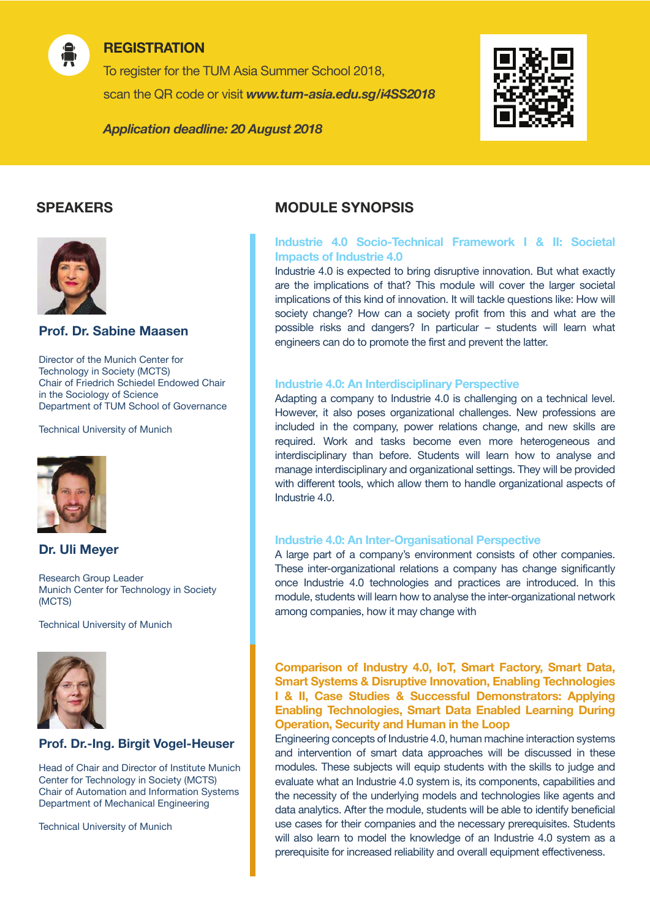## REGISTRATION

To register for the TUM Asia Summer School 2018, scan the QR code or visit ***www.tum-asia.edu.sg/i4SS2018***

***Application deadline: 20 August 2018***

## SPEAKERS

**Prof. Dr. Sabine Maasen**

Director of the Munich Center for Technology in Society (MCTS)
Chair of Friedrich Schiedel Endowed Chair in the Sociology of Science
Department of TUM School of Governance

Technical University of Munich

**Dr. Uli Meyer**

Research Group Leader
Munich Center for Technology in Society (MCTS)

Technical University of Munich

**Prof. Dr.-Ing. Birgit Vogel-Heuser**

Head of Chair and Director of Institute Munich Center for Technology in Society (MCTS)
Chair of Automation and Information Systems
Department of Mechanical Engineering

Technical University of Munich

## MODULE SYNOPSIS

### Industrie 4.0 Socio-Technical Framework I & II: Societal Impacts of Industrie 4.0

Industrie 4.0 is expected to bring disruptive innovation. But what exactly are the implications of that? This module will cover the larger societal implications of this kind of innovation. It will tackle questions like: How will society change? How can a society profit from this and what are the possible risks and dangers? In particular – students will learn what engineers can do to promote the first and prevent the latter.

### Industrie 4.0: An Interdisciplinary Perspective

Adapting a company to Industrie 4.0 is challenging on a technical level. However, it also poses organizational challenges. New professions are included in the company, power relations change, and new skills are required. Work and tasks become even more heterogeneous and interdisciplinary than before. Students will learn how to analyse and manage interdisciplinary and organizational settings. They will be provided with different tools, which allow them to handle organizational aspects of Industrie 4.0.

### Industrie 4.0: An Inter-Organisational Perspective

A large part of a company's environment consists of other companies. These inter-organizational relations a company has change significantly once Industrie 4.0 technologies and practices are introduced. In this module, students will learn how to analyse the inter-organizational network among companies, how it may change with

### Comparison of Industry 4.0, IoT, Smart Factory, Smart Data, Smart Systems & Disruptive Innovation, Enabling Technologies I & II, Case Studies & Successful Demonstrators: Applying Enabling Technologies, Smart Data Enabled Learning During Operation, Security and Human in the Loop

Engineering concepts of Industrie 4.0, human machine interaction systems and intervention of smart data approaches will be discussed in these modules. These subjects will equip students with the skills to judge and evaluate what an Industrie 4.0 system is, its components, capabilities and the necessity of the underlying models and technologies like agents and data analytics. After the module, students will be able to identify beneficial use cases for their companies and the necessary prerequisites. Students will also learn to model the knowledge of an Industrie 4.0 system as a prerequisite for increased reliability and overall equipment effectiveness.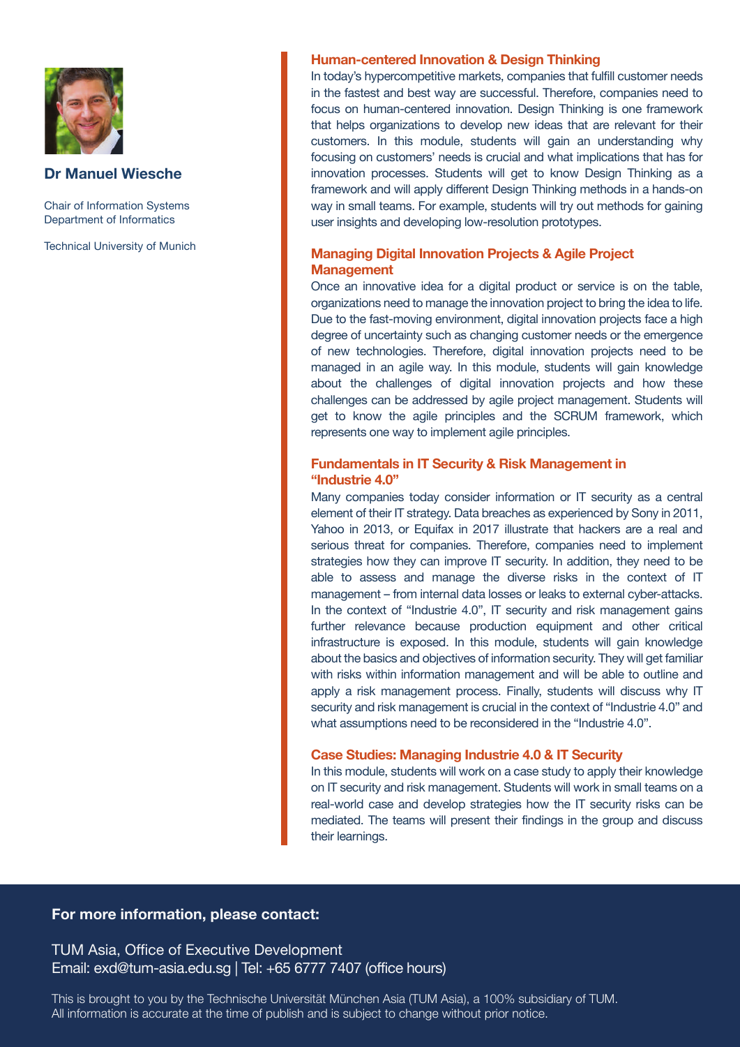**Dr Manuel Wiesche**

Chair of Information Systems
Department of Informatics

Technical University of Munich

### Human-centered Innovation & Design Thinking

In today's hypercompetitive markets, companies that fulfill customer needs in the fastest and best way are successful. Therefore, companies need to focus on human-centered innovation. Design Thinking is one framework that helps organizations to develop new ideas that are relevant for their customers. In this module, students will gain an understanding why focusing on customers' needs is crucial and what implications that has for innovation processes. Students will get to know Design Thinking as a framework and will apply different Design Thinking methods in a hands-on way in small teams. For example, students will try out methods for gaining user insights and developing low-resolution prototypes.

### Managing Digital Innovation Projects & Agile Project Management

Once an innovative idea for a digital product or service is on the table, organizations need to manage the innovation project to bring the idea to life. Due to the fast-moving environment, digital innovation projects face a high degree of uncertainty such as changing customer needs or the emergence of new technologies. Therefore, digital innovation projects need to be managed in an agile way. In this module, students will gain knowledge about the challenges of digital innovation projects and how these challenges can be addressed by agile project management. Students will get to know the agile principles and the SCRUM framework, which represents one way to implement agile principles.

### Fundamentals in IT Security & Risk Management in "Industrie 4.0"

Many companies today consider information or IT security as a central element of their IT strategy. Data breaches as experienced by Sony in 2011, Yahoo in 2013, or Equifax in 2017 illustrate that hackers are a real and serious threat for companies. Therefore, companies need to implement strategies how they can improve IT security. In addition, they need to be able to assess and manage the diverse risks in the context of IT management – from internal data losses or leaks to external cyber-attacks. In the context of "Industrie 4.0", IT security and risk management gains further relevance because production equipment and other critical infrastructure is exposed. In this module, students will gain knowledge about the basics and objectives of information security. They will get familiar with risks within information management and will be able to outline and apply a risk management process. Finally, students will discuss why IT security and risk management is crucial in the context of "Industrie 4.0" and what assumptions need to be reconsidered in the "Industrie 4.0".

### Case Studies: Managing Industrie 4.0 & IT Security

In this module, students will work on a case study to apply their knowledge on IT security and risk management. Students will work in small teams on a real-world case and develop strategies how the IT security risks can be mediated. The teams will present their findings in the group and discuss their learnings.

**For more information, please contact:**

TUM Asia, Office of Executive Development
Email: exd@tum-asia.edu.sg | Tel: +65 6777 7407 (office hours)

This is brought to you by the Technische Universität München Asia (TUM Asia), a 100% subsidiary of TUM.
All information is accurate at the time of publish and is subject to change without prior notice.